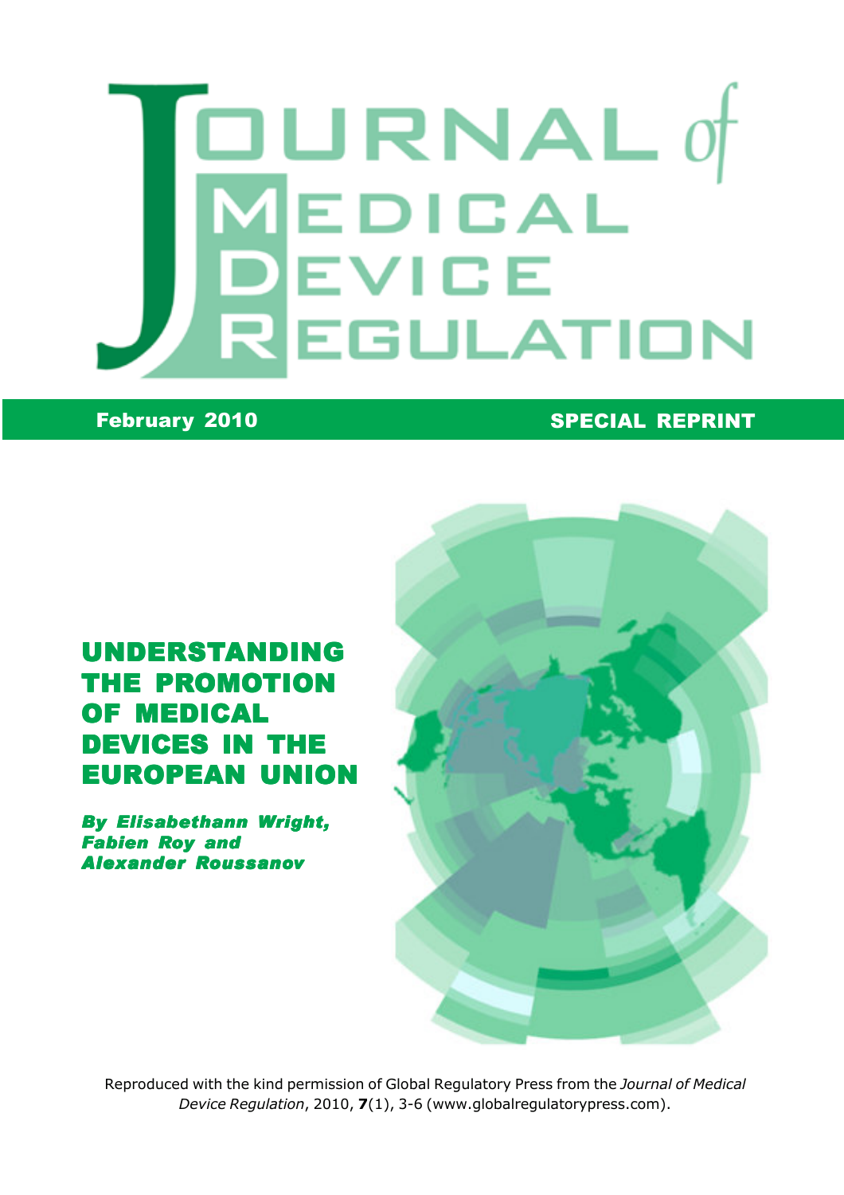# Journal of Medical Device Regulation

**February 2010** **SPECIAL REPRINT**

# UNDERSTANDING THE PROMOTION OF MEDICAL DEVICES IN THE EUROPEAN UNION

***By Elisabethann Wright, Fabien Roy and Alexander Roussanov***

Reproduced with the kind permission of Global Regulatory Press from the *Journal of Medical Device Regulation*, 2010, **7**(1), 3-6 (www.globalregulatorypress.com).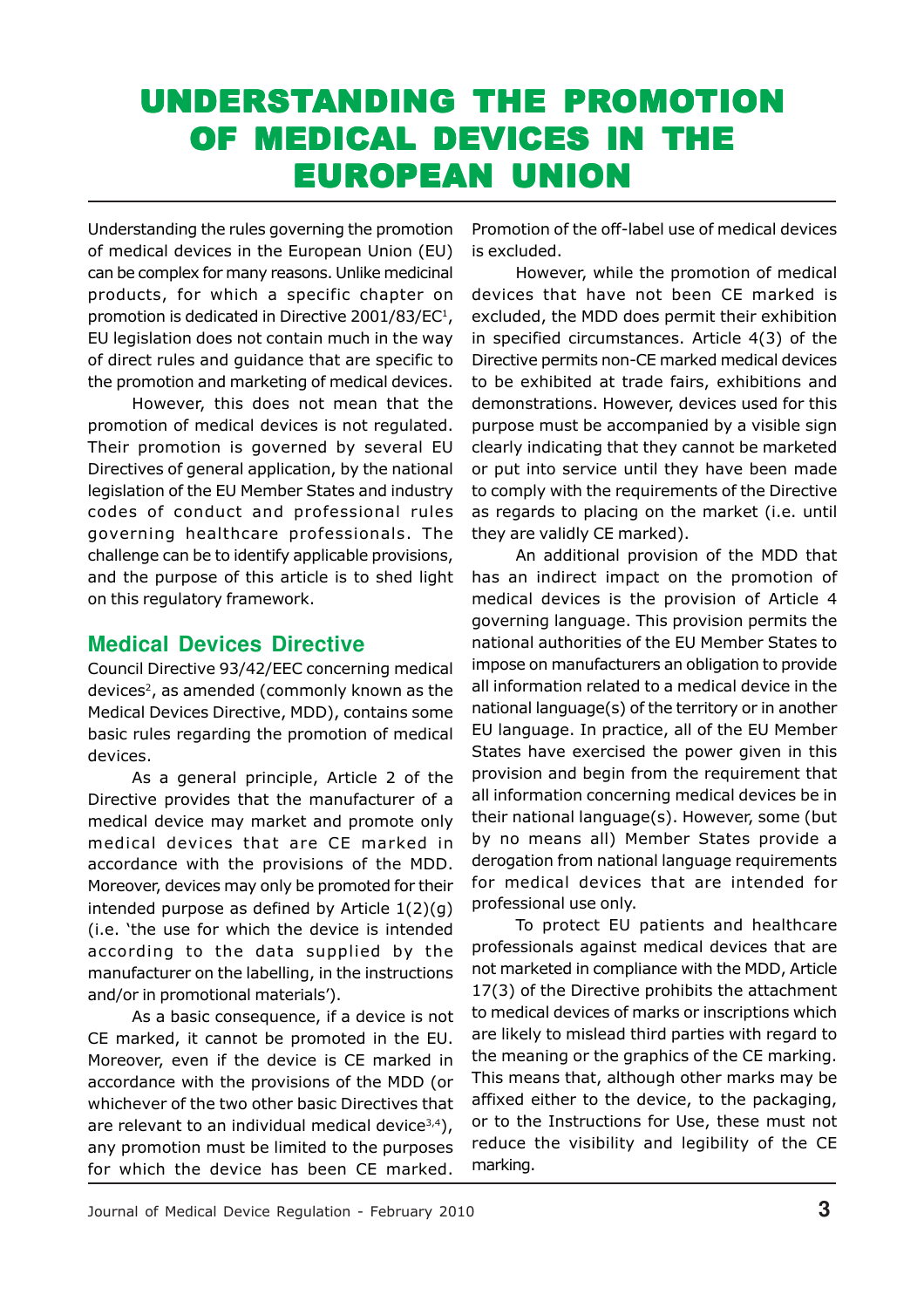# UNDERSTANDING THE PROMOTION OF MEDICAL DEVICES IN THE EUROPEAN UNION

Understanding the rules governing the promotion of medical devices in the European Union (EU) can be complex for many reasons. Unlike medicinal products, for which a specific chapter on promotion is dedicated in Directive 2001/83/EC[1], EU legislation does not contain much in the way of direct rules and guidance that are specific to the promotion and marketing of medical devices.

However, this does not mean that the promotion of medical devices is not regulated. Their promotion is governed by several EU Directives of general application, by the national legislation of the EU Member States and industry codes of conduct and professional rules governing healthcare professionals. The challenge can be to identify applicable provisions, and the purpose of this article is to shed light on this regulatory framework.

## Medical Devices Directive

Council Directive 93/42/EEC concerning medical devices[2], as amended (commonly known as the Medical Devices Directive, MDD), contains some basic rules regarding the promotion of medical devices.

As a general principle, Article 2 of the Directive provides that the manufacturer of a medical device may market and promote only medical devices that are CE marked in accordance with the provisions of the MDD. Moreover, devices may only be promoted for their intended purpose as defined by Article 1(2)(g) (i.e. 'the use for which the device is intended according to the data supplied by the manufacturer on the labelling, in the instructions and/or in promotional materials').

As a basic consequence, if a device is not CE marked, it cannot be promoted in the EU. Moreover, even if the device is CE marked in accordance with the provisions of the MDD (or whichever of the two other basic Directives that are relevant to an individual medical device[3,4]), any promotion must be limited to the purposes for which the device has been CE marked. Promotion of the off-label use of medical devices is excluded.

However, while the promotion of medical devices that have not been CE marked is excluded, the MDD does permit their exhibition in specified circumstances. Article 4(3) of the Directive permits non-CE marked medical devices to be exhibited at trade fairs, exhibitions and demonstrations. However, devices used for this purpose must be accompanied by a visible sign clearly indicating that they cannot be marketed or put into service until they have been made to comply with the requirements of the Directive as regards to placing on the market (i.e. until they are validly CE marked).

An additional provision of the MDD that has an indirect impact on the promotion of medical devices is the provision of Article 4 governing language. This provision permits the national authorities of the EU Member States to impose on manufacturers an obligation to provide all information related to a medical device in the national language(s) of the territory or in another EU language. In practice, all of the EU Member States have exercised the power given in this provision and begin from the requirement that all information concerning medical devices be in their national language(s). However, some (but by no means all) Member States provide a derogation from national language requirements for medical devices that are intended for professional use only.

To protect EU patients and healthcare professionals against medical devices that are not marketed in compliance with the MDD, Article 17(3) of the Directive prohibits the attachment to medical devices of marks or inscriptions which are likely to mislead third parties with regard to the meaning or the graphics of the CE marking. This means that, although other marks may be affixed either to the device, to the packaging, or to the Instructions for Use, these must not reduce the visibility and legibility of the CE marking.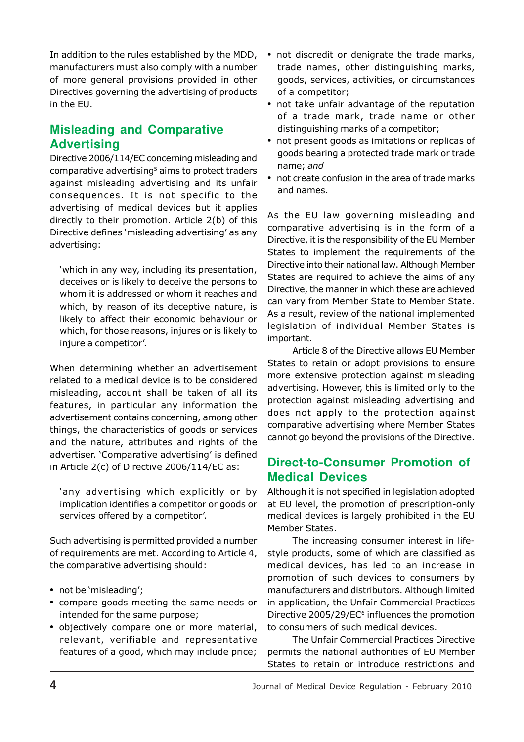In addition to the rules established by the MDD, manufacturers must also comply with a number of more general provisions provided in other Directives governing the advertising of products in the EU.

## Misleading and Comparative Advertising

Directive 2006/114/EC concerning misleading and comparative advertising[5] aims to protect traders against misleading advertising and its unfair consequences. It is not specific to the advertising of medical devices but it applies directly to their promotion. Article 2(b) of this Directive defines 'misleading advertising' as any advertising:

> 'which in any way, including its presentation, deceives or is likely to deceive the persons to whom it is addressed or whom it reaches and which, by reason of its deceptive nature, is likely to affect their economic behaviour or which, for those reasons, injures or is likely to injure a competitor'.

When determining whether an advertisement related to a medical device is to be considered misleading, account shall be taken of all its features, in particular any information the advertisement contains concerning, among other things, the characteristics of goods or services and the nature, attributes and rights of the advertiser. 'Comparative advertising' is defined in Article 2(c) of Directive 2006/114/EC as:

> 'any advertising which explicitly or by implication identifies a competitor or goods or services offered by a competitor'.

Such advertising is permitted provided a number of requirements are met. According to Article 4, the comparative advertising should:

- not be 'misleading';
- compare goods meeting the same needs or intended for the same purpose;
- objectively compare one or more material, relevant, verifiable and representative features of a good, which may include price;
- not discredit or denigrate the trade marks, trade names, other distinguishing marks, goods, services, activities, or circumstances of a competitor;
- not take unfair advantage of the reputation of a trade mark, trade name or other distinguishing marks of a competitor;
- not present goods as imitations or replicas of goods bearing a protected trade mark or trade name; *and*
- not create confusion in the area of trade marks and names.

As the EU law governing misleading and comparative advertising is in the form of a Directive, it is the responsibility of the EU Member States to implement the requirements of the Directive into their national law. Although Member States are required to achieve the aims of any Directive, the manner in which these are achieved can vary from Member State to Member State. As a result, review of the national implemented legislation of individual Member States is important.

Article 8 of the Directive allows EU Member States to retain or adopt provisions to ensure more extensive protection against misleading advertising. However, this is limited only to the protection against misleading advertising and does not apply to the protection against comparative advertising where Member States cannot go beyond the provisions of the Directive.

## Direct-to-Consumer Promotion of Medical Devices

Although it is not specified in legislation adopted at EU level, the promotion of prescription-only medical devices is largely prohibited in the EU Member States.

The increasing consumer interest in life-style products, some of which are classified as medical devices, has led to an increase in promotion of such devices to consumers by manufacturers and distributors. Although limited in application, the Unfair Commercial Practices Directive 2005/29/EC[6] influences the promotion to consumers of such medical devices.

The Unfair Commercial Practices Directive permits the national authorities of EU Member States to retain or introduce restrictions and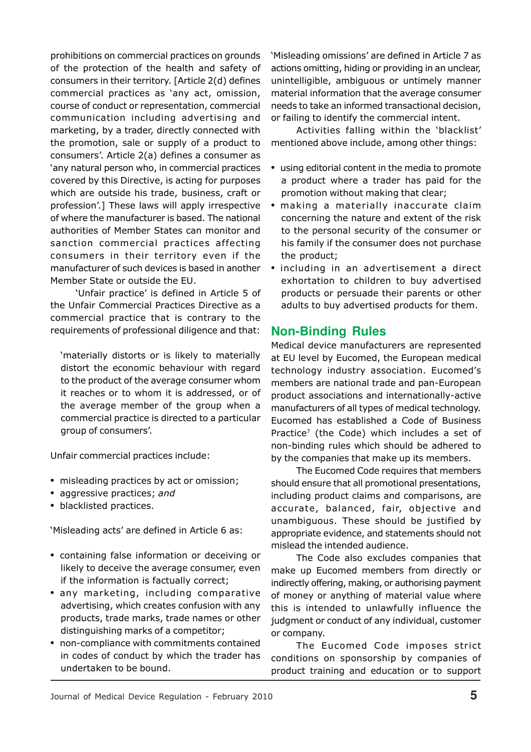prohibitions on commercial practices on grounds of the protection of the health and safety of consumers in their territory. [Article 2(d) defines commercial practices as 'any act, omission, course of conduct or representation, commercial communication including advertising and marketing, by a trader, directly connected with the promotion, sale or supply of a product to consumers'. Article 2(a) defines a consumer as 'any natural person who, in commercial practices covered by this Directive, is acting for purposes which are outside his trade, business, craft or profession'.] These laws will apply irrespective of where the manufacturer is based. The national authorities of Member States can monitor and sanction commercial practices affecting consumers in their territory even if the manufacturer of such devices is based in another Member State or outside the EU.

'Unfair practice' is defined in Article 5 of the Unfair Commercial Practices Directive as a commercial practice that is contrary to the requirements of professional diligence and that:

> 'materially distorts or is likely to materially distort the economic behaviour with regard to the product of the average consumer whom it reaches or to whom it is addressed, or of the average member of the group when a commercial practice is directed to a particular group of consumers'.

Unfair commercial practices include:

- misleading practices by act or omission;
- aggressive practices; *and*
- blacklisted practices.

'Misleading acts' are defined in Article 6 as:

- containing false information or deceiving or likely to deceive the average consumer, even if the information is factually correct;
- any marketing, including comparative advertising, which creates confusion with any products, trade marks, trade names or other distinguishing marks of a competitor;
- non-compliance with commitments contained in codes of conduct by which the trader has undertaken to be bound.

'Misleading omissions' are defined in Article 7 as actions omitting, hiding or providing in an unclear, unintelligible, ambiguous or untimely manner material information that the average consumer needs to take an informed transactional decision, or failing to identify the commercial intent.

Activities falling within the 'blacklist' mentioned above include, among other things:

- using editorial content in the media to promote a product where a trader has paid for the promotion without making that clear;
- making a materially inaccurate claim concerning the nature and extent of the risk to the personal security of the consumer or his family if the consumer does not purchase the product;
- including in an advertisement a direct exhortation to children to buy advertised products or persuade their parents or other adults to buy advertised products for them.

## Non-Binding Rules

Medical device manufacturers are represented at EU level by Eucomed, the European medical technology industry association. Eucomed's members are national trade and pan-European product associations and internationally-active manufacturers of all types of medical technology. Eucomed has established a Code of Business Practice[7] (the Code) which includes a set of non-binding rules which should be adhered to by the companies that make up its members.

The Eucomed Code requires that members should ensure that all promotional presentations, including product claims and comparisons, are accurate, balanced, fair, objective and unambiguous. These should be justified by appropriate evidence, and statements should not mislead the intended audience.

The Code also excludes companies that make up Eucomed members from directly or indirectly offering, making, or authorising payment of money or anything of material value where this is intended to unlawfully influence the judgment or conduct of any individual, customer or company.

The Eucomed Code imposes strict conditions on sponsorship by companies of product training and education or to support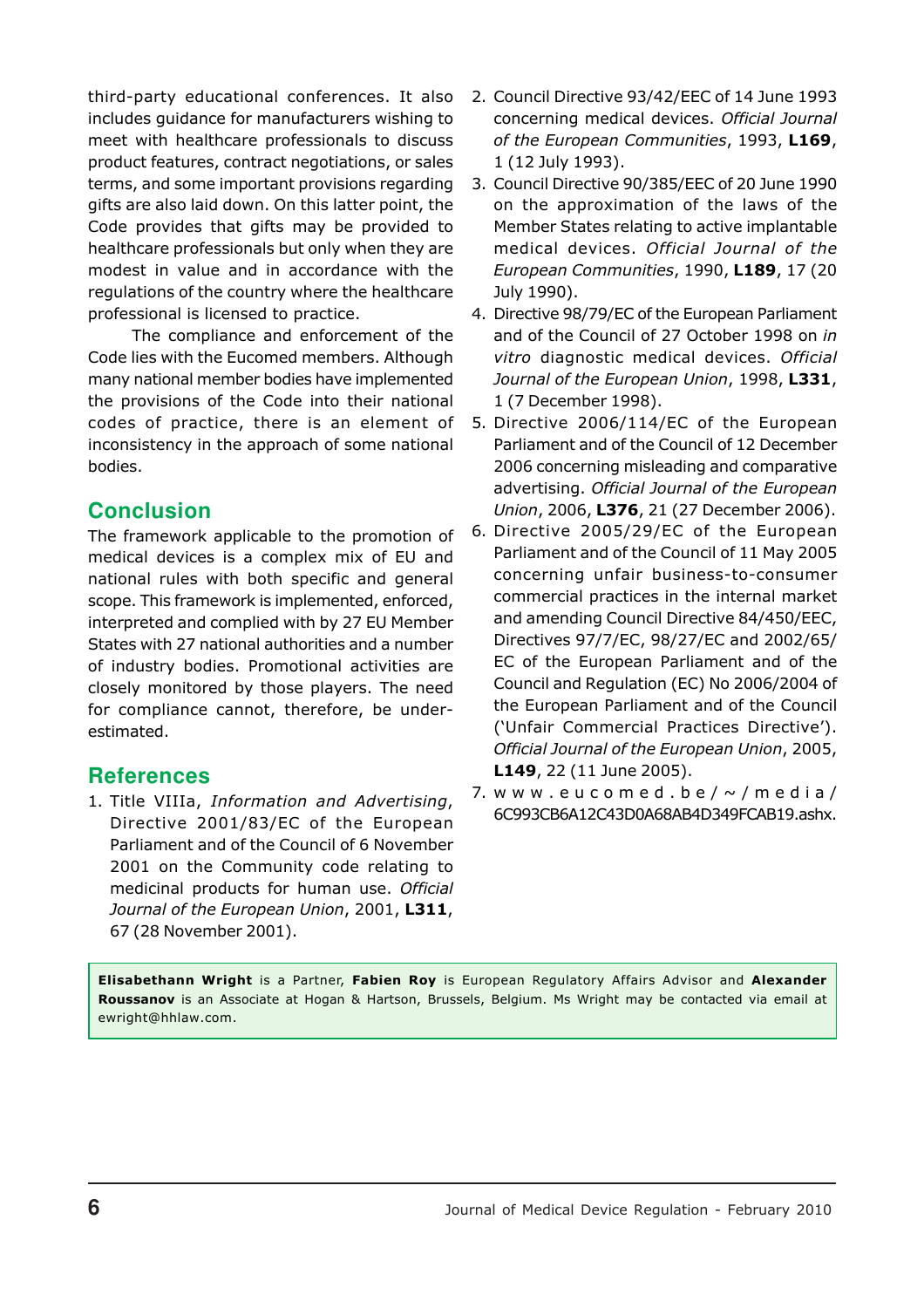third-party educational conferences. It also includes guidance for manufacturers wishing to meet with healthcare professionals to discuss product features, contract negotiations, or sales terms, and some important provisions regarding gifts are also laid down. On this latter point, the Code provides that gifts may be provided to healthcare professionals but only when they are modest in value and in accordance with the regulations of the country where the healthcare professional is licensed to practice.

The compliance and enforcement of the Code lies with the Eucomed members. Although many national member bodies have implemented the provisions of the Code into their national codes of practice, there is an element of inconsistency in the approach of some national bodies.

## Conclusion

The framework applicable to the promotion of medical devices is a complex mix of EU and national rules with both specific and general scope. This framework is implemented, enforced, interpreted and complied with by 27 EU Member States with 27 national authorities and a number of industry bodies. Promotional activities are closely monitored by those players. The need for compliance cannot, therefore, be underestimated.

## References

1. Title VIIIa, *Information and Advertising*, Directive 2001/83/EC of the European Parliament and of the Council of 6 November 2001 on the Community code relating to medicinal products for human use. *Official Journal of the European Union*, 2001, **L311**, 67 (28 November 2001).
2. Council Directive 93/42/EEC of 14 June 1993 concerning medical devices. *Official Journal of the European Communities*, 1993, **L169**, 1 (12 July 1993).
3. Council Directive 90/385/EEC of 20 June 1990 on the approximation of the laws of the Member States relating to active implantable medical devices. *Official Journal of the European Communities*, 1990, **L189**, 17 (20 July 1990).
4. Directive 98/79/EC of the European Parliament and of the Council of 27 October 1998 on *in vitro* diagnostic medical devices. *Official Journal of the European Union*, 1998, **L331**, 1 (7 December 1998).
5. Directive 2006/114/EC of the European Parliament and of the Council of 12 December 2006 concerning misleading and comparative advertising. *Official Journal of the European Union*, 2006, **L376**, 21 (27 December 2006).
6. Directive 2005/29/EC of the European Parliament and of the Council of 11 May 2005 concerning unfair business-to-consumer commercial practices in the internal market and amending Council Directive 84/450/EEC, Directives 97/7/EC, 98/27/EC and 2002/65/EC of the European Parliament and of the Council and Regulation (EC) No 2006/2004 of the European Parliament and of the Council ('Unfair Commercial Practices Directive'). *Official Journal of the European Union*, 2005, **L149**, 22 (11 June 2005).
7. www.eucomed.be/~/media/6C993CB6A12C43D0A68AB4D349FCAB19.ashx.

**Elisabethann Wright** is a Partner, **Fabien Roy** is European Regulatory Affairs Advisor and **Alexander Roussanov** is an Associate at Hogan & Hartson, Brussels, Belgium. Ms Wright may be contacted via email at ewright@hhlaw.com.